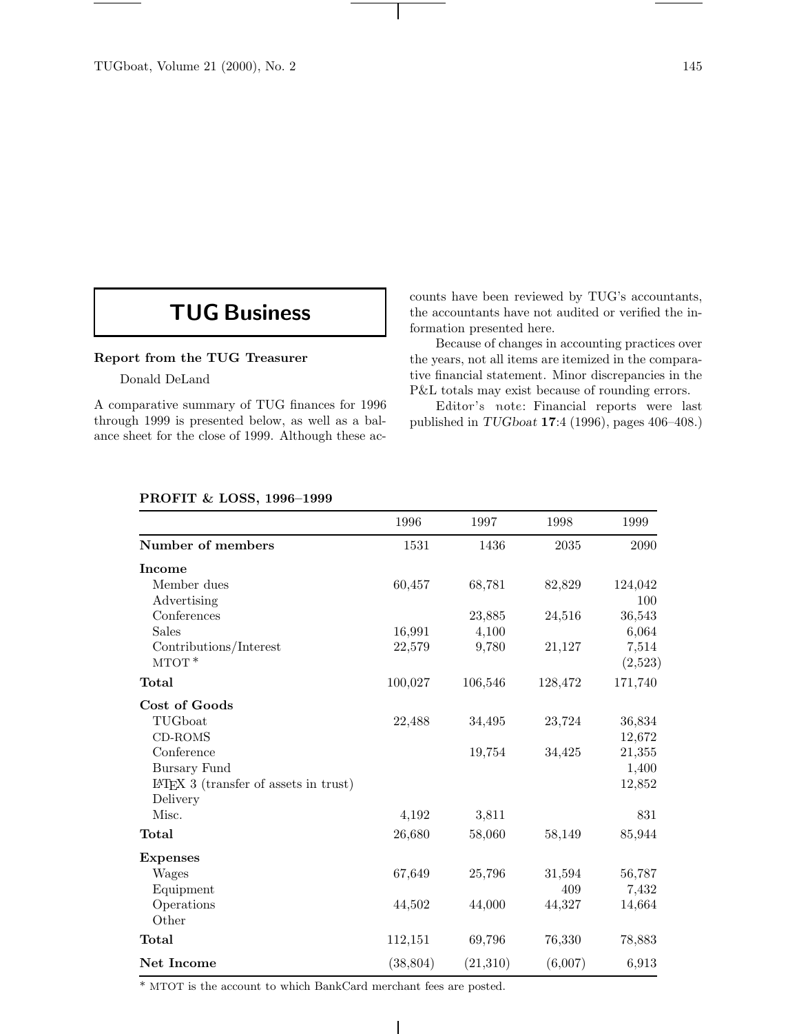# TUG Business

## Report from the TUG Treasurer

Donald DeLand

A comparative summary of TUG finances for 1996 through 1999 is presented below, as well as a balance sheet for the close of 1999. Although these accounts have been reviewed by TUG's accountants, the accountants have not audited or verified the information presented here.

Because of changes in accounting practices over the years, not all items are itemized in the comparative financial statement. Minor discrepancies in the P&L totals may exist because of rounding errors.

Editor's note: Financial reports were last published in *TUGboat* **17**:4 (1996), pages 406–408.)

**PROFIT & LOSS, 1996–1999**

| | 1996 | 1997 | 1998 | 1999 |
|---|---|---|---|---|
| **Number of members** | 1531 | 1436 | 2035 | 2090 |
| **Income** | | | | |
| Member dues | 60,457 | 68,781 | 82,829 | 124,042 |
| Advertising | | | | 100 |
| Conferences | | 23,885 | 24,516 | 36,543 |
| Sales | 16,991 | 4,100 | | 6,064 |
| Contributions/Interest | 22,579 | 9,780 | 21,127 | 7,514 |
| MTOT * | | | | (2,523) |
| **Total** | 100,027 | 106,546 | 128,472 | 171,740 |
| **Cost of Goods** | | | | |
| TUGboat | 22,488 | 34,495 | 23,724 | 36,834 |
| CD-ROMS | | | | 12,672 |
| Conference | | 19,754 | 34,425 | 21,355 |
| Bursary Fund | | | | 1,400 |
| LaTeX 3 (transfer of assets in trust) | | | | 12,852 |
| Delivery | | | | |
| Misc. | 4,192 | 3,811 | | 831 |
| **Total** | 26,680 | 58,060 | 58,149 | 85,944 |
| **Expenses** | | | | |
| Wages | 67,649 | 25,796 | 31,594 | 56,787 |
| Equipment | | | 409 | 7,432 |
| Operations | 44,502 | 44,000 | 44,327 | 14,664 |
| Other | | | | |
| **Total** | 112,151 | 69,796 | 76,330 | 78,883 |
| **Net Income** | (38,804) | (21,310) | (6,007) | 6,913 |

* MTOT is the account to which BankCard merchant fees are posted.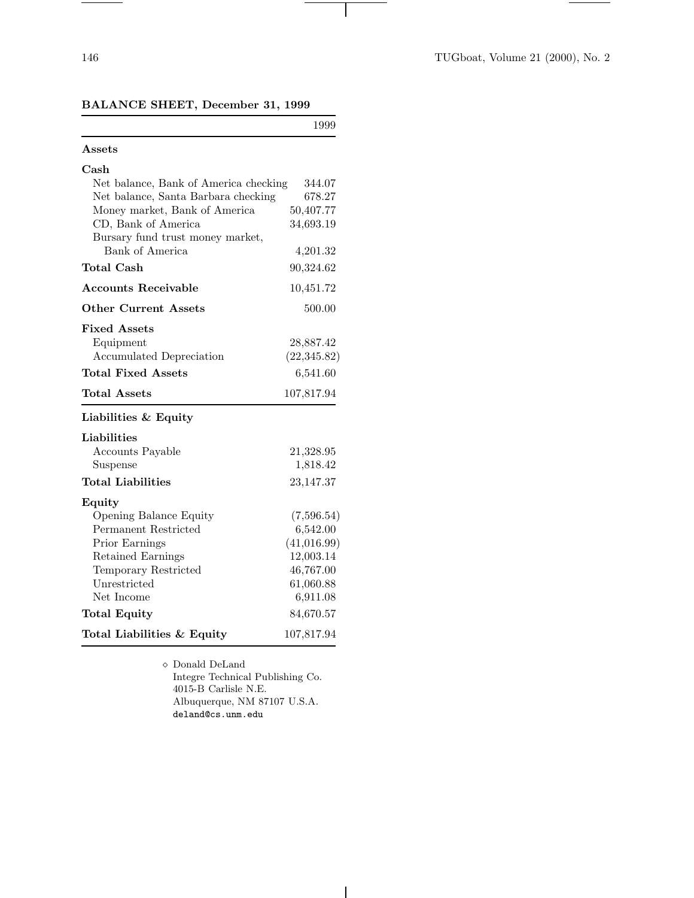**BALANCE SHEET, December 31, 1999**

| | 1999 |
|---|---|
| **Assets** | |
| **Cash** | |
| Net balance, Bank of America checking | 344.07 |
| Net balance, Santa Barbara checking | 678.27 |
| Money market, Bank of America | 50,407.77 |
| CD, Bank of America | 34,693.19 |
| Bursary fund trust money market, Bank of America | 4,201.32 |
| **Total Cash** | 90,324.62 |
| **Accounts Receivable** | 10,451.72 |
| **Other Current Assets** | 500.00 |
| **Fixed Assets** | |
| Equipment | 28,887.42 |
| Accumulated Depreciation | (22,345.82) |
| **Total Fixed Assets** | 6,541.60 |
| **Total Assets** | 107,817.94 |
| **Liabilities & Equity** | |
| **Liabilities** | |
| Accounts Payable | 21,328.95 |
| Suspense | 1,818.42 |
| **Total Liabilities** | 23,147.37 |
| **Equity** | |
| Opening Balance Equity | (7,596.54) |
| Permanent Restricted | 6,542.00 |
| Prior Earnings | (41,016.99) |
| Retained Earnings | 12,003.14 |
| Temporary Restricted | 46,767.00 |
| Unrestricted | 61,060.88 |
| Net Income | 6,911.08 |
| **Total Equity** | 84,670.57 |
| **Total Liabilities & Equity** | 107,817.94 |

◇ Donald DeLand
Integre Technical Publishing Co.
4015-B Carlisle N.E.
Albuquerque, NM 87107 U.S.A.
`deland@cs.unm.edu`